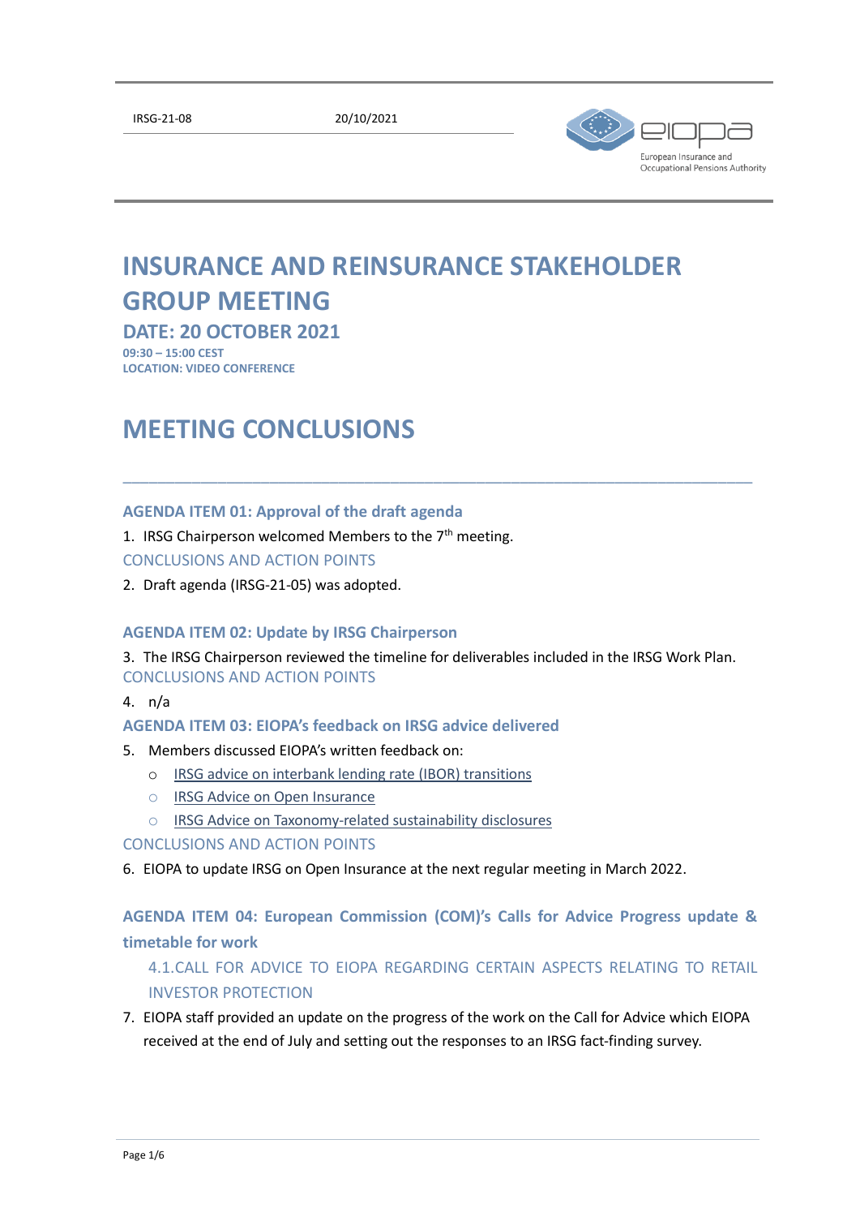IRSG-21-08 20/10/2021

# INSURANCE AND REINSURANCE STAKEHOLDER GROUP MEETING

## DATE: 20 OCTOBER 2021

**09:30 – 15:00 CEST**
**LOCATION: VIDEO CONFERENCE**

# MEETING CONCLUSIONS

---

### AGENDA ITEM 01: Approval of the draft agenda

1. IRSG Chairperson welcomed Members to the 7th meeting.

CONCLUSIONS AND ACTION POINTS

2. Draft agenda (IRSG-21-05) was adopted.

### AGENDA ITEM 02: Update by IRSG Chairperson

3. The IRSG Chairperson reviewed the timeline for deliverables included in the IRSG Work Plan.

CONCLUSIONS AND ACTION POINTS

4. n/a

### AGENDA ITEM 03: EIOPA's feedback on IRSG advice delivered

5. Members discussed EIOPA's written feedback on:
   - IRSG advice on interbank lending rate (IBOR) transitions
   - IRSG Advice on Open Insurance
   - IRSG Advice on Taxonomy-related sustainability disclosures

CONCLUSIONS AND ACTION POINTS

6. EIOPA to update IRSG on Open Insurance at the next regular meeting in March 2022.

### AGENDA ITEM 04: European Commission (COM)'s Calls for Advice Progress update & timetable for work

#### 4.1. CALL FOR ADVICE TO EIOPA REGARDING CERTAIN ASPECTS RELATING TO RETAIL INVESTOR PROTECTION

7. EIOPA staff provided an update on the progress of the work on the Call for Advice which EIOPA received at the end of July and setting out the responses to an IRSG fact-finding survey.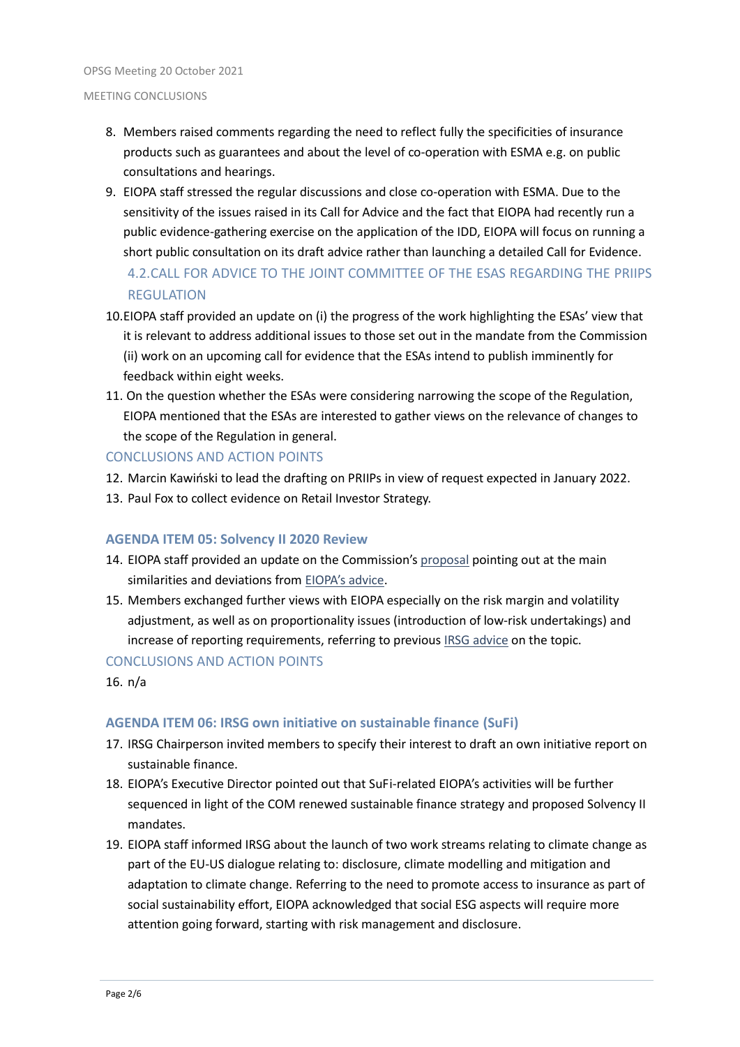8. Members raised comments regarding the need to reflect fully the specificities of insurance products such as guarantees and about the level of co-operation with ESMA e.g. on public consultations and hearings.
9. EIOPA staff stressed the regular discussions and close co-operation with ESMA. Due to the sensitivity of the issues raised in its Call for Advice and the fact that EIOPA had recently run a public evidence-gathering exercise on the application of the IDD, EIOPA will focus on running a short public consultation on its draft advice rather than launching a detailed Call for Evidence.

### 4.2.CALL FOR ADVICE TO THE JOINT COMMITTEE OF THE ESAS REGARDING THE PRIIPS REGULATION

10. EIOPA staff provided an update on (i) the progress of the work highlighting the ESAs' view that it is relevant to address additional issues to those set out in the mandate from the Commission (ii) work on an upcoming call for evidence that the ESAs intend to publish imminently for feedback within eight weeks.
11. On the question whether the ESAs were considering narrowing the scope of the Regulation, EIOPA mentioned that the ESAs are interested to gather views on the relevance of changes to the scope of the Regulation in general.

### CONCLUSIONS AND ACTION POINTS

12. Marcin Kawiński to lead the drafting on PRIIPs in view of request expected in January 2022.
13. Paul Fox to collect evidence on Retail Investor Strategy.

## AGENDA ITEM 05: Solvency II 2020 Review

14. EIOPA staff provided an update on the Commission's proposal pointing out at the main similarities and deviations from EIOPA's advice.
15. Members exchanged further views with EIOPA especially on the risk margin and volatility adjustment, as well as on proportionality issues (introduction of low-risk undertakings) and increase of reporting requirements, referring to previous IRSG advice on the topic.

### CONCLUSIONS AND ACTION POINTS

16. n/a

## AGENDA ITEM 06: IRSG own initiative on sustainable finance (SuFi)

17. IRSG Chairperson invited members to specify their interest to draft an own initiative report on sustainable finance.
18. EIOPA's Executive Director pointed out that SuFi-related EIOPA's activities will be further sequenced in light of the COM renewed sustainable finance strategy and proposed Solvency II mandates.
19. EIOPA staff informed IRSG about the launch of two work streams relating to climate change as part of the EU-US dialogue relating to: disclosure, climate modelling and mitigation and adaptation to climate change. Referring to the need to promote access to insurance as part of social sustainability effort, EIOPA acknowledged that social ESG aspects will require more attention going forward, starting with risk management and disclosure.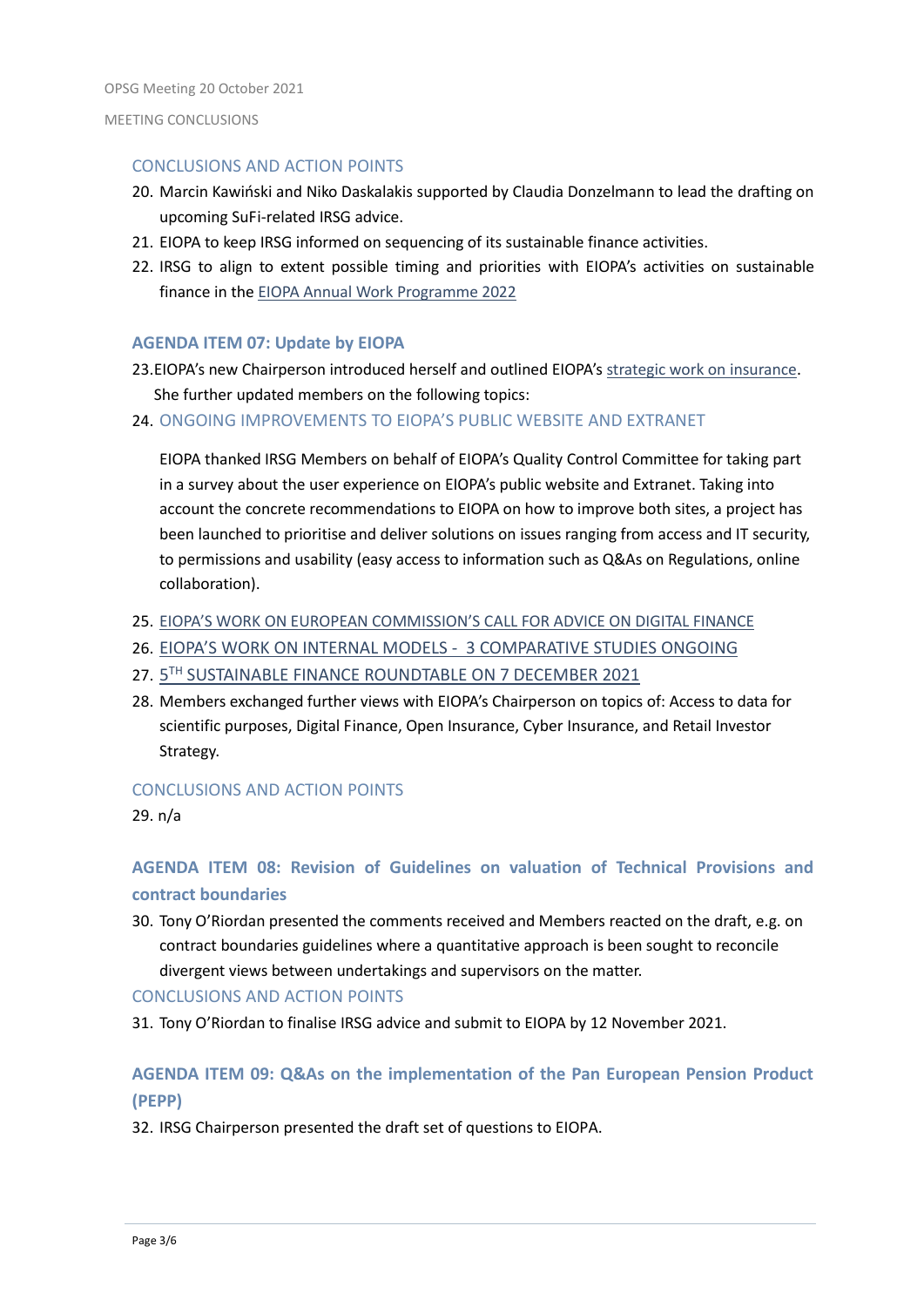### CONCLUSIONS AND ACTION POINTS

20. Marcin Kawiński and Niko Daskalakis supported by Claudia Donzelmann to lead the drafting on upcoming SuFi-related IRSG advice.
21. EIOPA to keep IRSG informed on sequencing of its sustainable finance activities.
22. IRSG to align to extent possible timing and priorities with EIOPA's activities on sustainable finance in the EIOPA Annual Work Programme 2022

## AGENDA ITEM 07: Update by EIOPA

23. EIOPA's new Chairperson introduced herself and outlined EIOPA's strategic work on insurance. She further updated members on the following topics:
24. ONGOING IMPROVEMENTS TO EIOPA'S PUBLIC WEBSITE AND EXTRANET

    EIOPA thanked IRSG Members on behalf of EIOPA's Quality Control Committee for taking part in a survey about the user experience on EIOPA's public website and Extranet. Taking into account the concrete recommendations to EIOPA on how to improve both sites, a project has been launched to prioritise and deliver solutions on issues ranging from access and IT security, to permissions and usability (easy access to information such as Q&As on Regulations, online collaboration).

25. EIOPA'S WORK ON EUROPEAN COMMISSION'S CALL FOR ADVICE ON DIGITAL FINANCE
26. EIOPA'S WORK ON INTERNAL MODELS - 3 COMPARATIVE STUDIES ONGOING
27. 5TH SUSTAINABLE FINANCE ROUNDTABLE ON 7 DECEMBER 2021
28. Members exchanged further views with EIOPA's Chairperson on topics of: Access to data for scientific purposes, Digital Finance, Open Insurance, Cyber Insurance, and Retail Investor Strategy.

### CONCLUSIONS AND ACTION POINTS

29. n/a

## AGENDA ITEM 08: Revision of Guidelines on valuation of Technical Provisions and contract boundaries

30. Tony O'Riordan presented the comments received and Members reacted on the draft, e.g. on contract boundaries guidelines where a quantitative approach is been sought to reconcile divergent views between undertakings and supervisors on the matter.

### CONCLUSIONS AND ACTION POINTS

31. Tony O'Riordan to finalise IRSG advice and submit to EIOPA by 12 November 2021.

## AGENDA ITEM 09: Q&As on the implementation of the Pan European Pension Product (PEPP)

32. IRSG Chairperson presented the draft set of questions to EIOPA.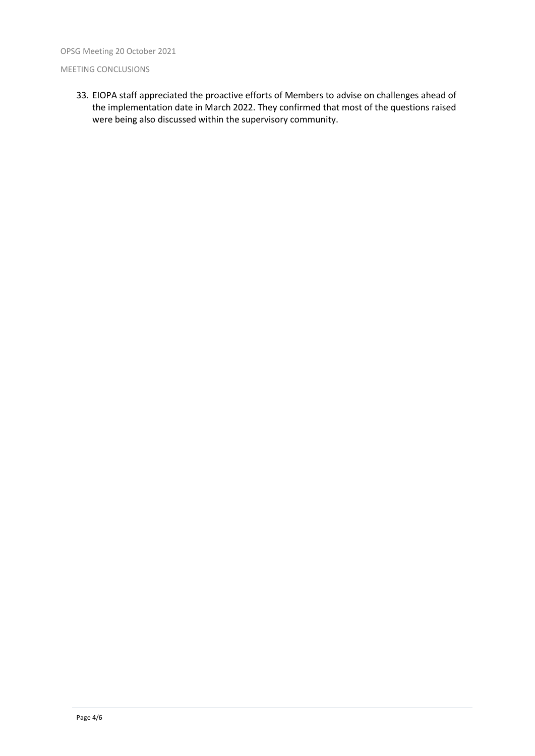33. EIOPA staff appreciated the proactive efforts of Members to advise on challenges ahead of the implementation date in March 2022. They confirmed that most of the questions raised were being also discussed within the supervisory community.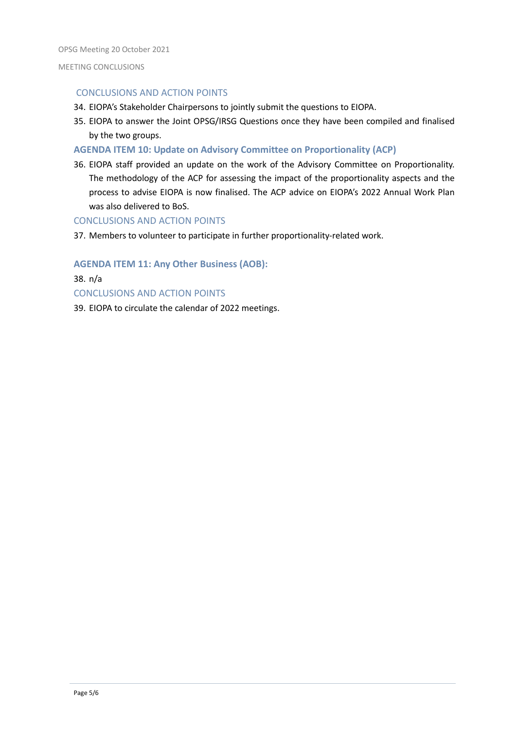### CONCLUSIONS AND ACTION POINTS

34. EIOPA's Stakeholder Chairpersons to jointly submit the questions to EIOPA.
35. EIOPA to answer the Joint OPSG/IRSG Questions once they have been compiled and finalised by the two groups.

### AGENDA ITEM 10: Update on Advisory Committee on Proportionality (ACP)

36. EIOPA staff provided an update on the work of the Advisory Committee on Proportionality. The methodology of the ACP for assessing the impact of the proportionality aspects and the process to advise EIOPA is now finalised. The ACP advice on EIOPA's 2022 Annual Work Plan was also delivered to BoS.

### CONCLUSIONS AND ACTION POINTS

37. Members to volunteer to participate in further proportionality-related work.

### AGENDA ITEM 11: Any Other Business (AOB):

38. n/a

### CONCLUSIONS AND ACTION POINTS

39. EIOPA to circulate the calendar of 2022 meetings.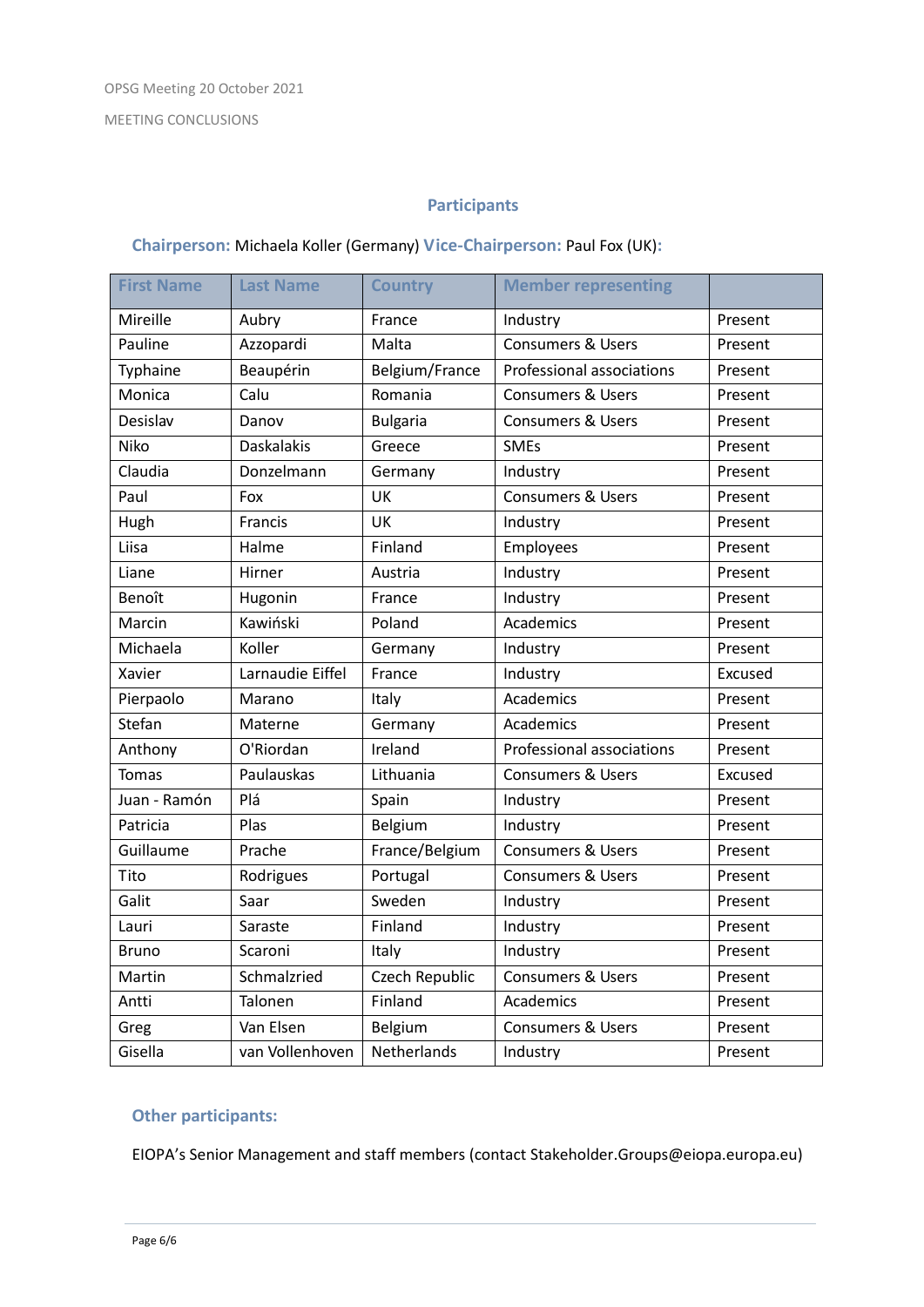## Participants

**Chairperson:** Michaela Koller (Germany) **Vice-Chairperson:** Paul Fox (UK):

| First Name | Last Name | Country | Member representing | |
|---|---|---|---|---|
| Mireille | Aubry | France | Industry | Present |
| Pauline | Azzopardi | Malta | Consumers & Users | Present |
| Typhaine | Beaupérin | Belgium/France | Professional associations | Present |
| Monica | Calu | Romania | Consumers & Users | Present |
| Desislav | Danov | Bulgaria | Consumers & Users | Present |
| Niko | Daskalakis | Greece | SMEs | Present |
| Claudia | Donzelmann | Germany | Industry | Present |
| Paul | Fox | UK | Consumers & Users | Present |
| Hugh | Francis | UK | Industry | Present |
| Liisa | Halme | Finland | Employees | Present |
| Liane | Hirner | Austria | Industry | Present |
| Benoît | Hugonin | France | Industry | Present |
| Marcin | Kawiński | Poland | Academics | Present |
| Michaela | Koller | Germany | Industry | Present |
| Xavier | Larnaudie Eiffel | France | Industry | Excused |
| Pierpaolo | Marano | Italy | Academics | Present |
| Stefan | Materne | Germany | Academics | Present |
| Anthony | O'Riordan | Ireland | Professional associations | Present |
| Tomas | Paulauskas | Lithuania | Consumers & Users | Excused |
| Juan - Ramón | Plá | Spain | Industry | Present |
| Patricia | Plas | Belgium | Industry | Present |
| Guillaume | Prache | France/Belgium | Consumers & Users | Present |
| Tito | Rodrigues | Portugal | Consumers & Users | Present |
| Galit | Saar | Sweden | Industry | Present |
| Lauri | Saraste | Finland | Industry | Present |
| Bruno | Scaroni | Italy | Industry | Present |
| Martin | Schmalzried | Czech Republic | Consumers & Users | Present |
| Antti | Talonen | Finland | Academics | Present |
| Greg | Van Elsen | Belgium | Consumers & Users | Present |
| Gisella | van Vollenhoven | Netherlands | Industry | Present |

### Other participants:

EIOPA's Senior Management and staff members (contact Stakeholder.Groups@eiopa.europa.eu)